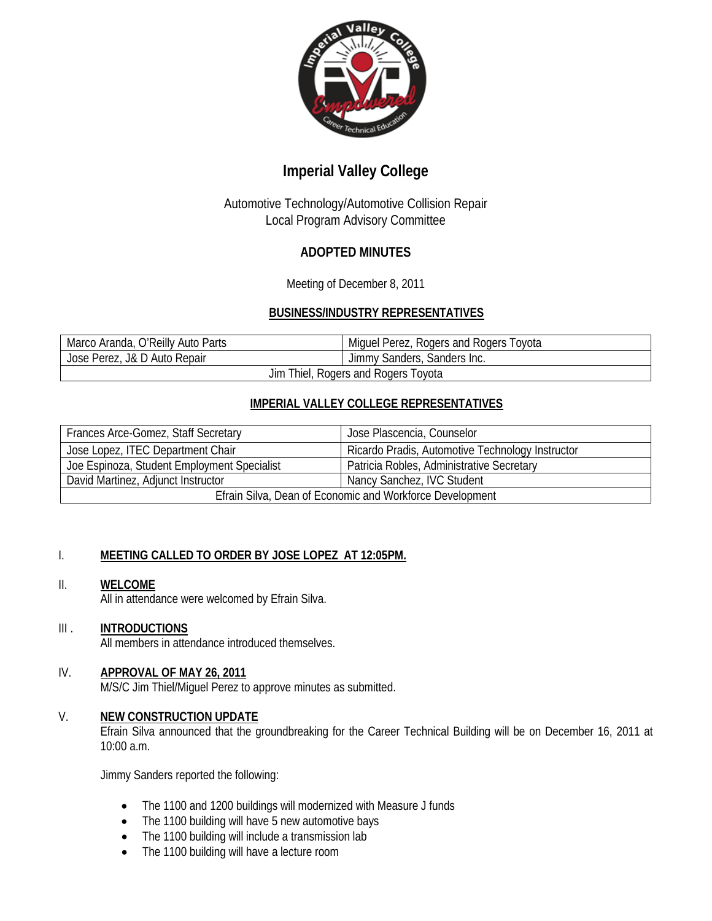# Imperial Valley College

Automotive Technology/Automotive Collision Repair
Local Program Advisory Committee

## ADOPTED MINUTES

Meeting of December 8, 2011

### BUSINESS/INDUSTRY REPRESENTATIVES

| | |
|---|---|
| Marco Aranda, O'Reilly Auto Parts | Miguel Perez, Rogers and Rogers Toyota |
| Jose Perez, J& D Auto Repair | Jimmy Sanders, Sanders Inc. |
| Jim Thiel, Rogers and Rogers Toyota | |

### IMPERIAL VALLEY COLLEGE REPRESENTATIVES

| | |
|---|---|
| Frances Arce-Gomez, Staff Secretary | Jose Plascencia, Counselor |
| Jose Lopez, ITEC Department Chair | Ricardo Pradis, Automotive Technology Instructor |
| Joe Espinoza, Student Employment Specialist | Patricia Robles, Administrative Secretary |
| David Martinez, Adjunct Instructor | Nancy Sanchez, IVC Student |
| Efrain Silva, Dean of Economic and Workforce Development | |

I. **MEETING CALLED TO ORDER BY JOSE LOPEZ AT 12:05PM.**

II. **WELCOME**
All in attendance were welcomed by Efrain Silva.

III . **INTRODUCTIONS**
All members in attendance introduced themselves.

IV. **APPROVAL OF MAY 26, 2011**
M/S/C Jim Thiel/Miguel Perez to approve minutes as submitted.

V. **NEW CONSTRUCTION UPDATE**
Efrain Silva announced that the groundbreaking for the Career Technical Building will be on December 16, 2011 at 10:00 a.m.

Jimmy Sanders reported the following:

- The 1100 and 1200 buildings will modernized with Measure J funds
- The 1100 building will have 5 new automotive bays
- The 1100 building will include a transmission lab
- The 1100 building will have a lecture room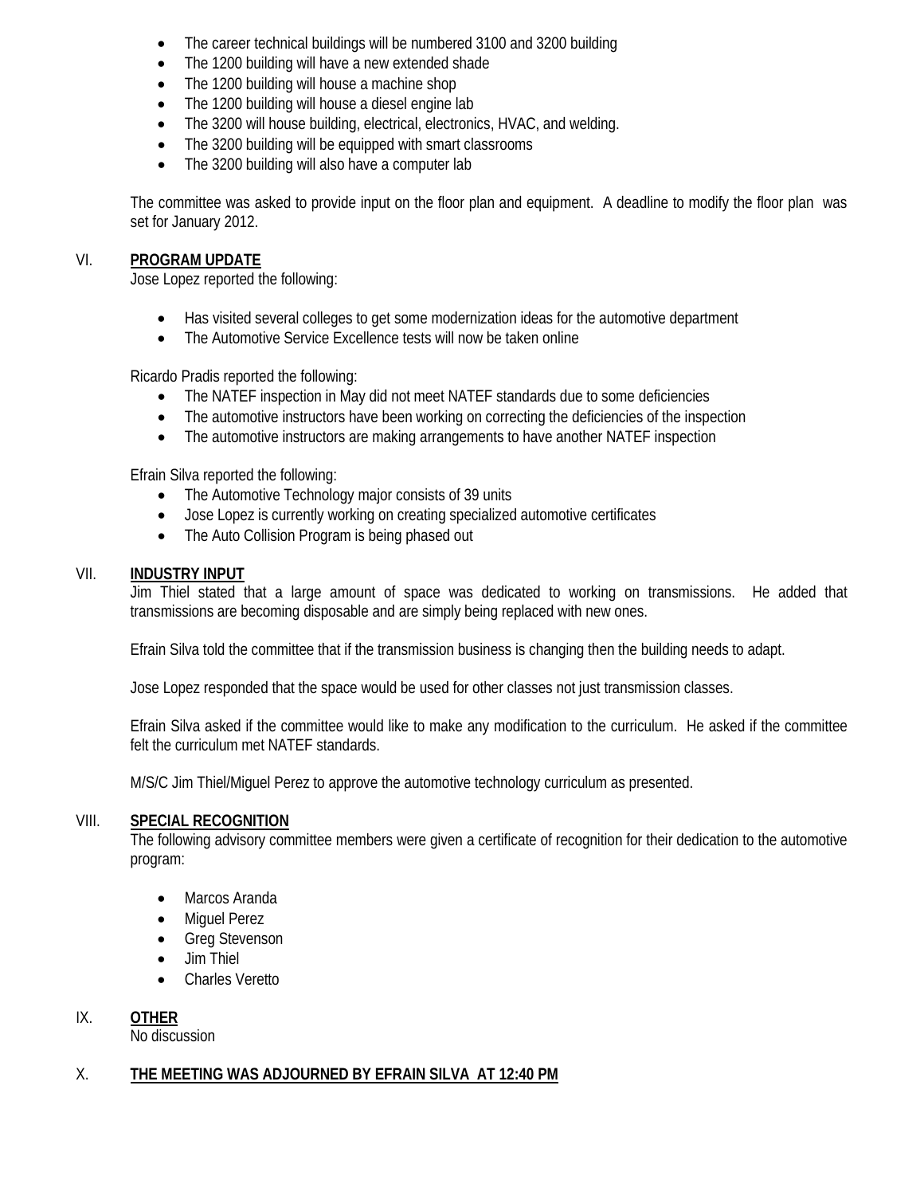- The career technical buildings will be numbered 3100 and 3200 building
- The 1200 building will have a new extended shade
- The 1200 building will house a machine shop
- The 1200 building will house a diesel engine lab
- The 3200 will house building, electrical, electronics, HVAC, and welding.
- The 3200 building will be equipped with smart classrooms
- The 3200 building will also have a computer lab

The committee was asked to provide input on the floor plan and equipment. A deadline to modify the floor plan was set for January 2012.

## VI. PROGRAM UPDATE

Jose Lopez reported the following:

- Has visited several colleges to get some modernization ideas for the automotive department
- The Automotive Service Excellence tests will now be taken online

Ricardo Pradis reported the following:

- The NATEF inspection in May did not meet NATEF standards due to some deficiencies
- The automotive instructors have been working on correcting the deficiencies of the inspection
- The automotive instructors are making arrangements to have another NATEF inspection

Efrain Silva reported the following:

- The Automotive Technology major consists of 39 units
- Jose Lopez is currently working on creating specialized automotive certificates
- The Auto Collision Program is being phased out

## VII. INDUSTRY INPUT

Jim Thiel stated that a large amount of space was dedicated to working on transmissions. He added that transmissions are becoming disposable and are simply being replaced with new ones.

Efrain Silva told the committee that if the transmission business is changing then the building needs to adapt.

Jose Lopez responded that the space would be used for other classes not just transmission classes.

Efrain Silva asked if the committee would like to make any modification to the curriculum. He asked if the committee felt the curriculum met NATEF standards.

M/S/C Jim Thiel/Miguel Perez to approve the automotive technology curriculum as presented.

## VIII. SPECIAL RECOGNITION

The following advisory committee members were given a certificate of recognition for their dedication to the automotive program:

- Marcos Aranda
- Miguel Perez
- Greg Stevenson
- Jim Thiel
- Charles Veretto

## IX. OTHER

No discussion

## X. THE MEETING WAS ADJOURNED BY EFRAIN SILVA AT 12:40 PM